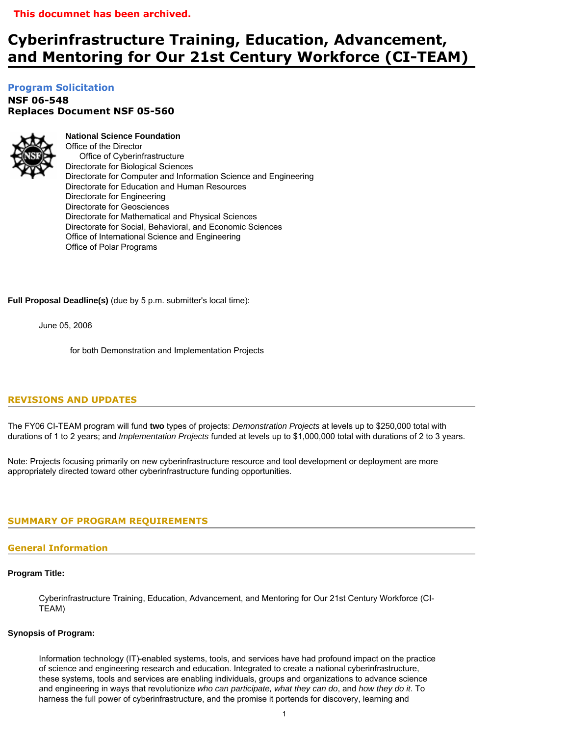**This documnet has been archived.**

# Cyberinfrastructure Training, Education, Advancement, and Mentoring for Our 21st Century Workforce (CI-TEAM)

## Program Solicitation

**NSF 06-548**
**Replaces Document NSF 05-560**

**National Science Foundation**
Office of the Director
Office of Cyberinfrastructure
Directorate for Biological Sciences
Directorate for Computer and Information Science and Engineering
Directorate for Education and Human Resources
Directorate for Engineering
Directorate for Geosciences
Directorate for Mathematical and Physical Sciences
Directorate for Social, Behavioral, and Economic Sciences
Office of International Science and Engineering
Office of Polar Programs

**Full Proposal Deadline(s)** (due by 5 p.m. submitter's local time):

June 05, 2006

for both Demonstration and Implementation Projects

## REVISIONS AND UPDATES

The FY06 CI-TEAM program will fund **two** types of projects: *Demonstration Projects* at levels up to $250,000 total with durations of 1 to 2 years; and *Implementation Projects* funded at levels up to $1,000,000 total with durations of 2 to 3 years.

Note: Projects focusing primarily on new cyberinfrastructure resource and tool development or deployment are more appropriately directed toward other cyberinfrastructure funding opportunities.

## SUMMARY OF PROGRAM REQUIREMENTS

### General Information

**Program Title:**

Cyberinfrastructure Training, Education, Advancement, and Mentoring for Our 21st Century Workforce (CI-TEAM)

**Synopsis of Program:**

Information technology (IT)-enabled systems, tools, and services have had profound impact on the practice of science and engineering research and education. Integrated to create a national cyberinfrastructure, these systems, tools and services are enabling individuals, groups and organizations to advance science and engineering in ways that revolutionize *who can participate, what they can do*, and *how they do it*. To harness the full power of cyberinfrastructure, and the promise it portends for discovery, learning and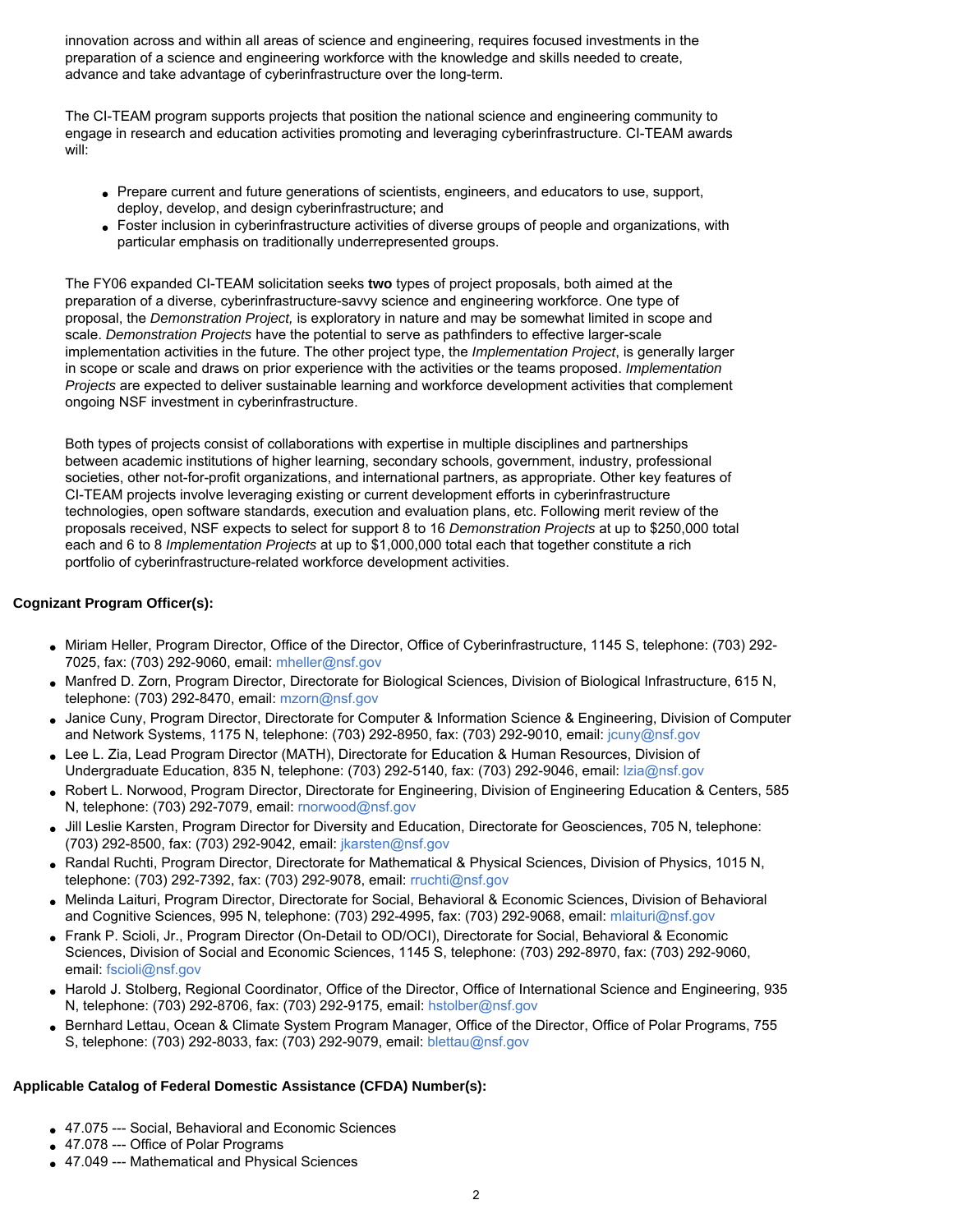innovation across and within all areas of science and engineering, requires focused investments in the preparation of a science and engineering workforce with the knowledge and skills needed to create, advance and take advantage of cyberinfrastructure over the long-term.

The CI-TEAM program supports projects that position the national science and engineering community to engage in research and education activities promoting and leveraging cyberinfrastructure. CI-TEAM awards will:

- Prepare current and future generations of scientists, engineers, and educators to use, support, deploy, develop, and design cyberinfrastructure; and
- Foster inclusion in cyberinfrastructure activities of diverse groups of people and organizations, with particular emphasis on traditionally underrepresented groups.

The FY06 expanded CI-TEAM solicitation seeks **two** types of project proposals, both aimed at the preparation of a diverse, cyberinfrastructure-savvy science and engineering workforce. One type of proposal, the *Demonstration Project,* is exploratory in nature and may be somewhat limited in scope and scale. *Demonstration Projects* have the potential to serve as pathfinders to effective larger-scale implementation activities in the future. The other project type, the *Implementation Project*, is generally larger in scope or scale and draws on prior experience with the activities or the teams proposed. *Implementation Projects* are expected to deliver sustainable learning and workforce development activities that complement ongoing NSF investment in cyberinfrastructure.

Both types of projects consist of collaborations with expertise in multiple disciplines and partnerships between academic institutions of higher learning, secondary schools, government, industry, professional societies, other not-for-profit organizations, and international partners, as appropriate. Other key features of CI-TEAM projects involve leveraging existing or current development efforts in cyberinfrastructure technologies, open software standards, execution and evaluation plans, etc. Following merit review of the proposals received, NSF expects to select for support 8 to 16 *Demonstration Projects* at up to $250,000 total each and 6 to 8 *Implementation Projects* at up to $1,000,000 total each that together constitute a rich portfolio of cyberinfrastructure-related workforce development activities.

**Cognizant Program Officer(s):**

- Miriam Heller, Program Director, Office of the Director, Office of Cyberinfrastructure, 1145 S, telephone: (703) 292-7025, fax: (703) 292-9060, email: mheller@nsf.gov
- Manfred D. Zorn, Program Director, Directorate for Biological Sciences, Division of Biological Infrastructure, 615 N, telephone: (703) 292-8470, email: mzorn@nsf.gov
- Janice Cuny, Program Director, Directorate for Computer & Information Science & Engineering, Division of Computer and Network Systems, 1175 N, telephone: (703) 292-8950, fax: (703) 292-9010, email: jcuny@nsf.gov
- Lee L. Zia, Lead Program Director (MATH), Directorate for Education & Human Resources, Division of Undergraduate Education, 835 N, telephone: (703) 292-5140, fax: (703) 292-9046, email: lzia@nsf.gov
- Robert L. Norwood, Program Director, Directorate for Engineering, Division of Engineering Education & Centers, 585 N, telephone: (703) 292-7079, email: rnorwood@nsf.gov
- Jill Leslie Karsten, Program Director for Diversity and Education, Directorate for Geosciences, 705 N, telephone: (703) 292-8500, fax: (703) 292-9042, email: jkarsten@nsf.gov
- Randal Ruchti, Program Director, Directorate for Mathematical & Physical Sciences, Division of Physics, 1015 N, telephone: (703) 292-7392, fax: (703) 292-9078, email: rruchti@nsf.gov
- Melinda Laituri, Program Director, Directorate for Social, Behavioral & Economic Sciences, Division of Behavioral and Cognitive Sciences, 995 N, telephone: (703) 292-4995, fax: (703) 292-9068, email: mlaituri@nsf.gov
- Frank P. Scioli, Jr., Program Director (On-Detail to OD/OCI), Directorate for Social, Behavioral & Economic Sciences, Division of Social and Economic Sciences, 1145 S, telephone: (703) 292-8970, fax: (703) 292-9060, email: fscioli@nsf.gov
- Harold J. Stolberg, Regional Coordinator, Office of the Director, Office of International Science and Engineering, 935 N, telephone: (703) 292-8706, fax: (703) 292-9175, email: hstolber@nsf.gov
- Bernhard Lettau, Ocean & Climate System Program Manager, Office of the Director, Office of Polar Programs, 755 S, telephone: (703) 292-8033, fax: (703) 292-9079, email: blettau@nsf.gov

**Applicable Catalog of Federal Domestic Assistance (CFDA) Number(s):**

- 47.075 --- Social, Behavioral and Economic Sciences
- 47.078 --- Office of Polar Programs
- 47.049 --- Mathematical and Physical Sciences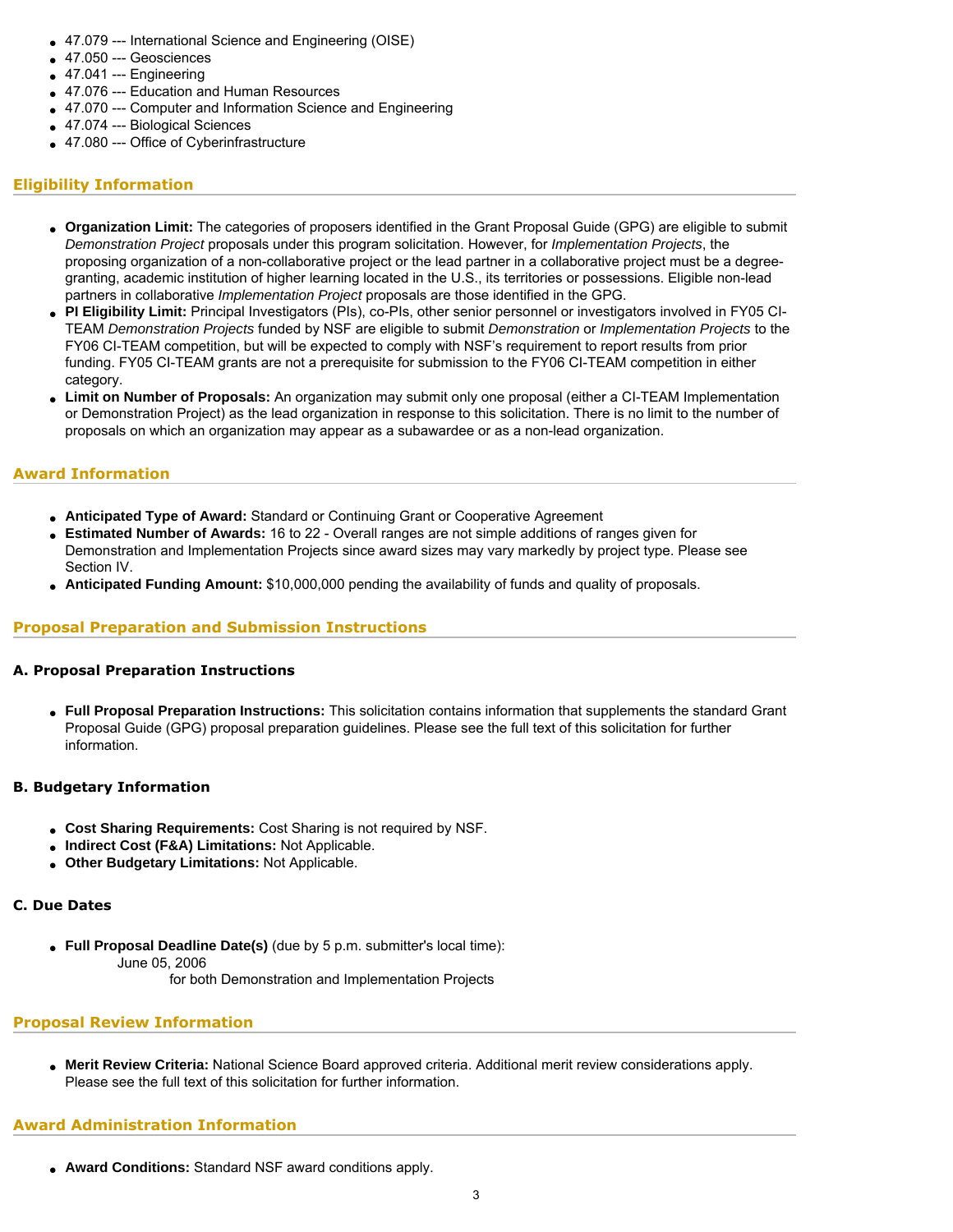- 47.079 --- International Science and Engineering (OISE)
- 47.050 --- Geosciences
- 47.041 --- Engineering
- 47.076 --- Education and Human Resources
- 47.070 --- Computer and Information Science and Engineering
- 47.074 --- Biological Sciences
- 47.080 --- Office of Cyberinfrastructure

## Eligibility Information

- **Organization Limit:** The categories of proposers identified in the Grant Proposal Guide (GPG) are eligible to submit *Demonstration Project* proposals under this program solicitation. However, for *Implementation Projects*, the proposing organization of a non-collaborative project or the lead partner in a collaborative project must be a degree-granting, academic institution of higher learning located in the U.S., its territories or possessions. Eligible non-lead partners in collaborative *Implementation Project* proposals are those identified in the GPG.
- **PI Eligibility Limit:** Principal Investigators (PIs), co-PIs, other senior personnel or investigators involved in FY05 CI-TEAM *Demonstration Projects* funded by NSF are eligible to submit *Demonstration* or *Implementation Projects* to the FY06 CI-TEAM competition, but will be expected to comply with NSF's requirement to report results from prior funding. FY05 CI-TEAM grants are not a prerequisite for submission to the FY06 CI-TEAM competition in either category.
- **Limit on Number of Proposals:** An organization may submit only one proposal (either a CI-TEAM Implementation or Demonstration Project) as the lead organization in response to this solicitation. There is no limit to the number of proposals on which an organization may appear as a subawardee or as a non-lead organization.

## Award Information

- **Anticipated Type of Award:** Standard or Continuing Grant or Cooperative Agreement
- **Estimated Number of Awards:** 16 to 22 - Overall ranges are not simple additions of ranges given for Demonstration and Implementation Projects since award sizes may vary markedly by project type. Please see Section IV.
- **Anticipated Funding Amount:** $10,000,000 pending the availability of funds and quality of proposals.

## Proposal Preparation and Submission Instructions

### A. Proposal Preparation Instructions

- **Full Proposal Preparation Instructions:** This solicitation contains information that supplements the standard Grant Proposal Guide (GPG) proposal preparation guidelines. Please see the full text of this solicitation for further information.

### B. Budgetary Information

- **Cost Sharing Requirements:** Cost Sharing is not required by NSF.
- **Indirect Cost (F&A) Limitations:** Not Applicable.
- **Other Budgetary Limitations:** Not Applicable.

### C. Due Dates

- **Full Proposal Deadline Date(s)** (due by 5 p.m. submitter's local time):
  June 05, 2006
  for both Demonstration and Implementation Projects

## Proposal Review Information

- **Merit Review Criteria:** National Science Board approved criteria. Additional merit review considerations apply. Please see the full text of this solicitation for further information.

## Award Administration Information

- **Award Conditions:** Standard NSF award conditions apply.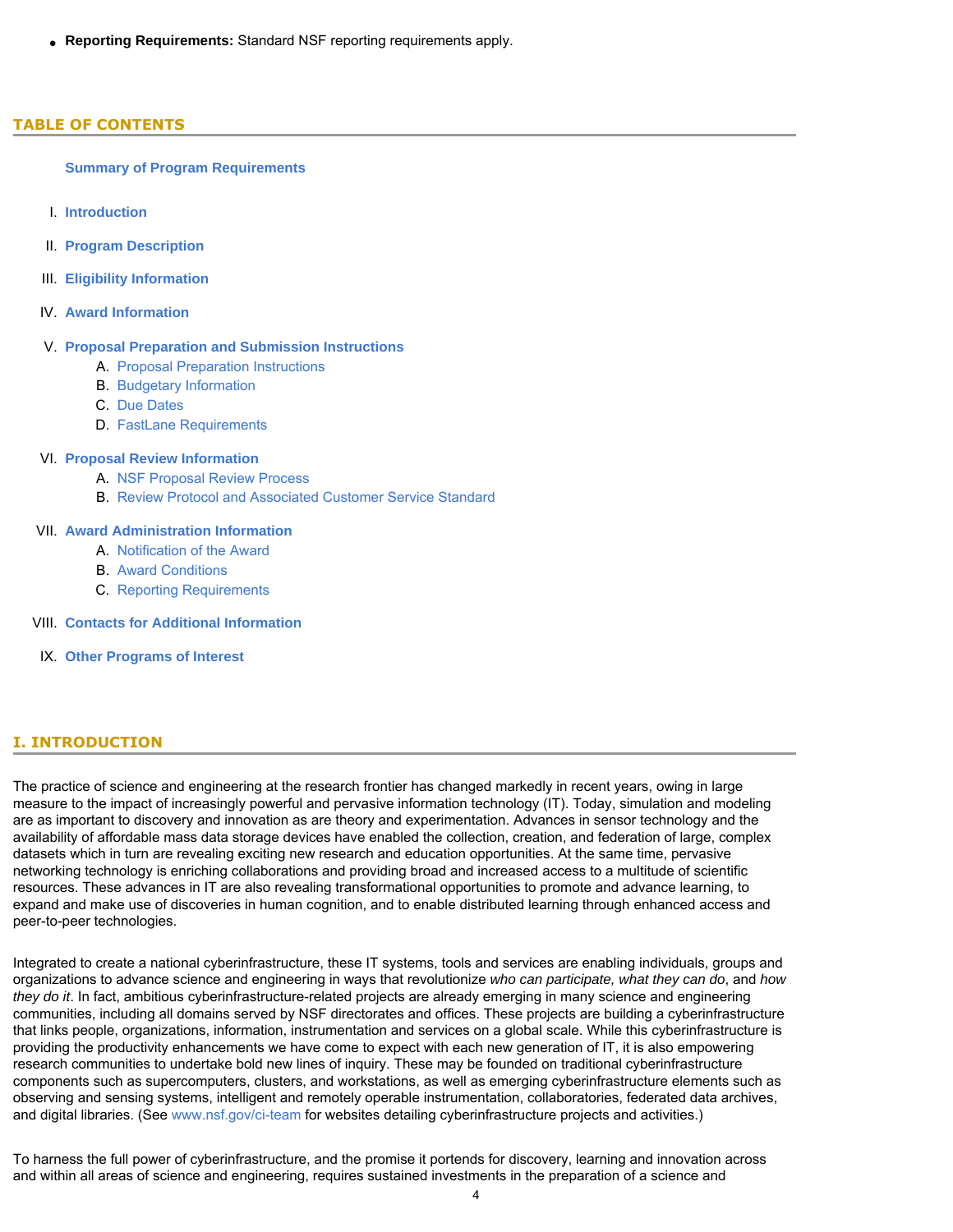- **Reporting Requirements:** Standard NSF reporting requirements apply.

## TABLE OF CONTENTS

**Summary of Program Requirements**

I. **Introduction**

II. **Program Description**

III. **Eligibility Information**

IV. **Award Information**

V. **Proposal Preparation and Submission Instructions**
   A. Proposal Preparation Instructions
   B. Budgetary Information
   C. Due Dates
   D. FastLane Requirements

VI. **Proposal Review Information**
   A. NSF Proposal Review Process
   B. Review Protocol and Associated Customer Service Standard

VII. **Award Administration Information**
   A. Notification of the Award
   B. Award Conditions
   C. Reporting Requirements

VIII. **Contacts for Additional Information**

IX. **Other Programs of Interest**

## I. INTRODUCTION

The practice of science and engineering at the research frontier has changed markedly in recent years, owing in large measure to the impact of increasingly powerful and pervasive information technology (IT). Today, simulation and modeling are as important to discovery and innovation as are theory and experimentation. Advances in sensor technology and the availability of affordable mass data storage devices have enabled the collection, creation, and federation of large, complex datasets which in turn are revealing exciting new research and education opportunities. At the same time, pervasive networking technology is enriching collaborations and providing broad and increased access to a multitude of scientific resources. These advances in IT are also revealing transformational opportunities to promote and advance learning, to expand and make use of discoveries in human cognition, and to enable distributed learning through enhanced access and peer-to-peer technologies.

Integrated to create a national cyberinfrastructure, these IT systems, tools and services are enabling individuals, groups and organizations to advance science and engineering in ways that revolutionize *who can participate, what they can do*, and *how they do it*. In fact, ambitious cyberinfrastructure-related projects are already emerging in many science and engineering communities, including all domains served by NSF directorates and offices. These projects are building a cyberinfrastructure that links people, organizations, information, instrumentation and services on a global scale. While this cyberinfrastructure is providing the productivity enhancements we have come to expect with each new generation of IT, it is also empowering research communities to undertake bold new lines of inquiry. These may be founded on traditional cyberinfrastructure components such as supercomputers, clusters, and workstations, as well as emerging cyberinfrastructure elements such as observing and sensing systems, intelligent and remotely operable instrumentation, collaboratories, federated data archives, and digital libraries. (See www.nsf.gov/ci-team for websites detailing cyberinfrastructure projects and activities.)

To harness the full power of cyberinfrastructure, and the promise it portends for discovery, learning and innovation across and within all areas of science and engineering, requires sustained investments in the preparation of a science and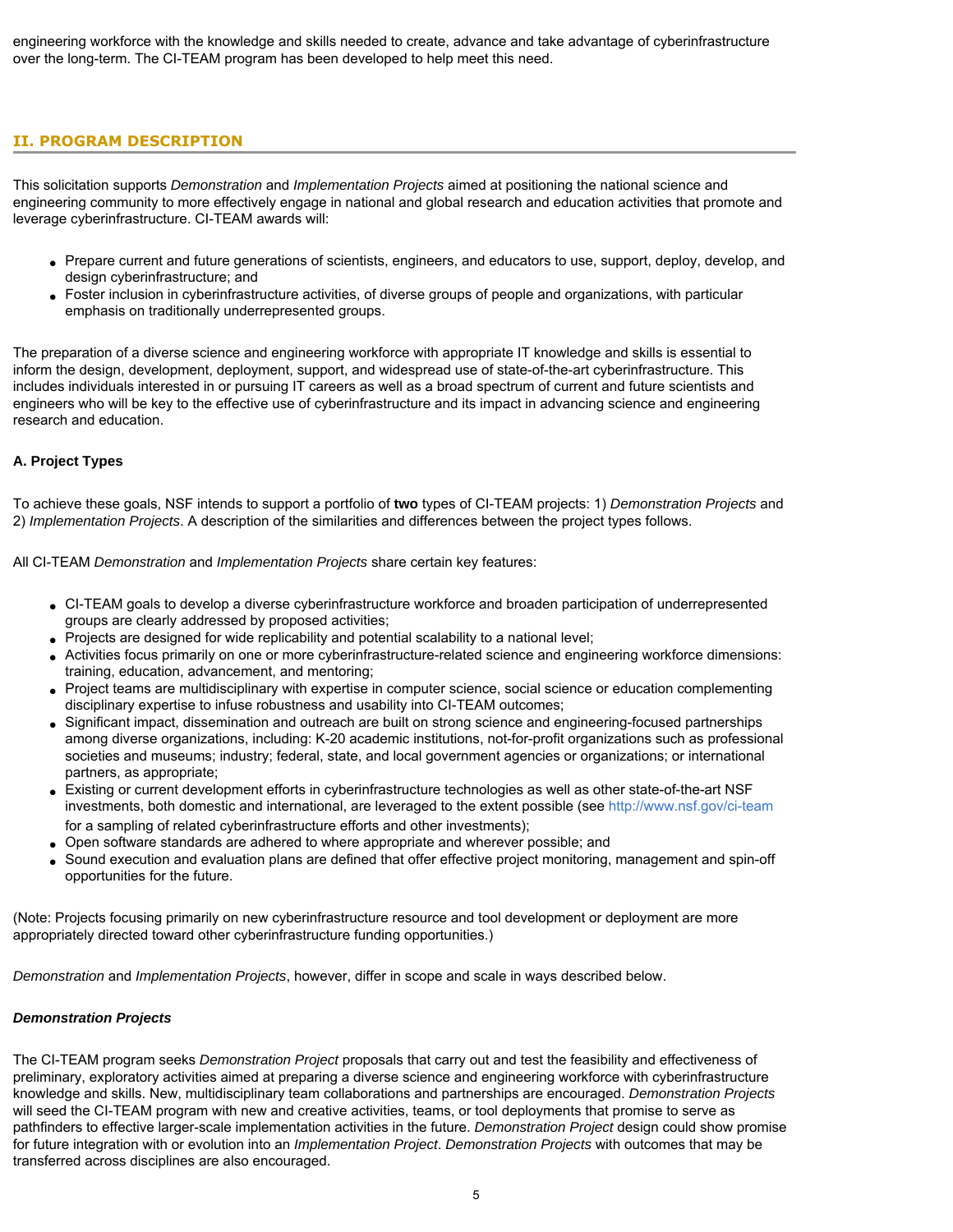engineering workforce with the knowledge and skills needed to create, advance and take advantage of cyberinfrastructure over the long-term. The CI-TEAM program has been developed to help meet this need.

## II. PROGRAM DESCRIPTION

This solicitation supports *Demonstration* and *Implementation Projects* aimed at positioning the national science and engineering community to more effectively engage in national and global research and education activities that promote and leverage cyberinfrastructure. CI-TEAM awards will:

- Prepare current and future generations of scientists, engineers, and educators to use, support, deploy, develop, and design cyberinfrastructure; and
- Foster inclusion in cyberinfrastructure activities, of diverse groups of people and organizations, with particular emphasis on traditionally underrepresented groups.

The preparation of a diverse science and engineering workforce with appropriate IT knowledge and skills is essential to inform the design, development, deployment, support, and widespread use of state-of-the-art cyberinfrastructure. This includes individuals interested in or pursuing IT careers as well as a broad spectrum of current and future scientists and engineers who will be key to the effective use of cyberinfrastructure and its impact in advancing science and engineering research and education.

### A. Project Types

To achieve these goals, NSF intends to support a portfolio of **two** types of CI-TEAM projects: 1) *Demonstration Projects* and 2) *Implementation Projects*. A description of the similarities and differences between the project types follows.

All CI-TEAM *Demonstration* and *Implementation Projects* share certain key features:

- CI-TEAM goals to develop a diverse cyberinfrastructure workforce and broaden participation of underrepresented groups are clearly addressed by proposed activities;
- Projects are designed for wide replicability and potential scalability to a national level;
- Activities focus primarily on one or more cyberinfrastructure-related science and engineering workforce dimensions: training, education, advancement, and mentoring;
- Project teams are multidisciplinary with expertise in computer science, social science or education complementing disciplinary expertise to infuse robustness and usability into CI-TEAM outcomes;
- Significant impact, dissemination and outreach are built on strong science and engineering-focused partnerships among diverse organizations, including: K-20 academic institutions, not-for-profit organizations such as professional societies and museums; industry; federal, state, and local government agencies or organizations; or international partners, as appropriate;
- Existing or current development efforts in cyberinfrastructure technologies as well as other state-of-the-art NSF investments, both domestic and international, are leveraged to the extent possible (see http://www.nsf.gov/ci-team for a sampling of related cyberinfrastructure efforts and other investments);
- Open software standards are adhered to where appropriate and wherever possible; and
- Sound execution and evaluation plans are defined that offer effective project monitoring, management and spin-off opportunities for the future.

(Note: Projects focusing primarily on new cyberinfrastructure resource and tool development or deployment are more appropriately directed toward other cyberinfrastructure funding opportunities.)

*Demonstration* and *Implementation Projects*, however, differ in scope and scale in ways described below.

#### *Demonstration Projects*

The CI-TEAM program seeks *Demonstration Project* proposals that carry out and test the feasibility and effectiveness of preliminary, exploratory activities aimed at preparing a diverse science and engineering workforce with cyberinfrastructure knowledge and skills. New, multidisciplinary team collaborations and partnerships are encouraged. *Demonstration Projects* will seed the CI-TEAM program with new and creative activities, teams, or tool deployments that promise to serve as pathfinders to effective larger-scale implementation activities in the future. *Demonstration Project* design could show promise for future integration with or evolution into an *Implementation Project*. *Demonstration Projects* with outcomes that may be transferred across disciplines are also encouraged.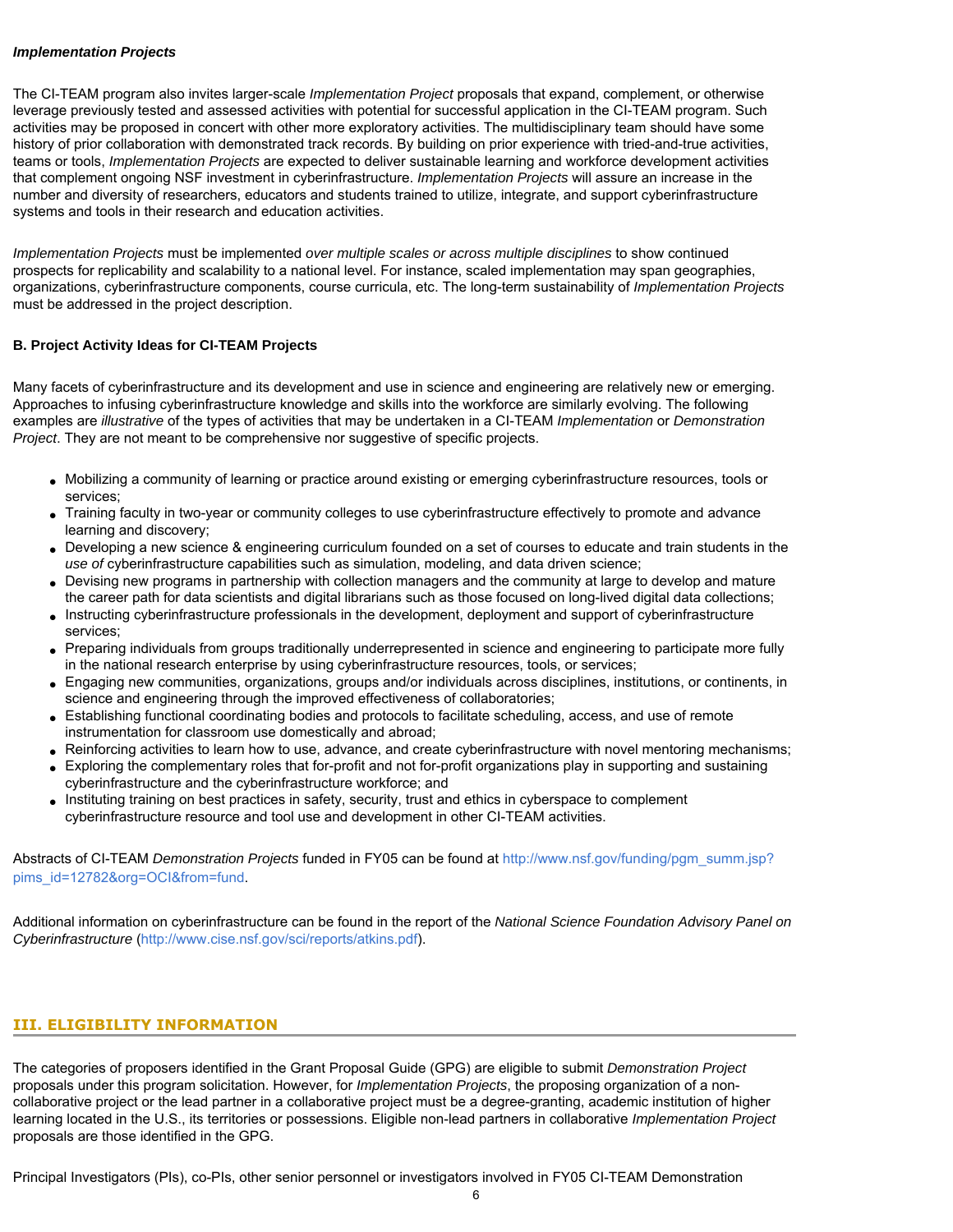***Implementation Projects***

The CI-TEAM program also invites larger-scale *Implementation Project* proposals that expand, complement, or otherwise leverage previously tested and assessed activities with potential for successful application in the CI-TEAM program. Such activities may be proposed in concert with other more exploratory activities. The multidisciplinary team should have some history of prior collaboration with demonstrated track records. By building on prior experience with tried-and-true activities, teams or tools, *Implementation Projects* are expected to deliver sustainable learning and workforce development activities that complement ongoing NSF investment in cyberinfrastructure. *Implementation Projects* will assure an increase in the number and diversity of researchers, educators and students trained to utilize, integrate, and support cyberinfrastructure systems and tools in their research and education activities.

*Implementation Projects* must be implemented *over multiple scales or across multiple disciplines* to show continued prospects for replicability and scalability to a national level. For instance, scaled implementation may span geographies, organizations, cyberinfrastructure components, course curricula, etc. The long-term sustainability of *Implementation Projects* must be addressed in the project description.

**B. Project Activity Ideas for CI-TEAM Projects**

Many facets of cyberinfrastructure and its development and use in science and engineering are relatively new or emerging. Approaches to infusing cyberinfrastructure knowledge and skills into the workforce are similarly evolving. The following examples are *illustrative* of the types of activities that may be undertaken in a CI-TEAM *Implementation* or *Demonstration Project*. They are not meant to be comprehensive nor suggestive of specific projects.

- Mobilizing a community of learning or practice around existing or emerging cyberinfrastructure resources, tools or services;
- Training faculty in two-year or community colleges to use cyberinfrastructure effectively to promote and advance learning and discovery;
- Developing a new science & engineering curriculum founded on a set of courses to educate and train students in the *use of* cyberinfrastructure capabilities such as simulation, modeling, and data driven science;
- Devising new programs in partnership with collection managers and the community at large to develop and mature the career path for data scientists and digital librarians such as those focused on long-lived digital data collections;
- Instructing cyberinfrastructure professionals in the development, deployment and support of cyberinfrastructure services;
- Preparing individuals from groups traditionally underrepresented in science and engineering to participate more fully in the national research enterprise by using cyberinfrastructure resources, tools, or services;
- Engaging new communities, organizations, groups and/or individuals across disciplines, institutions, or continents, in science and engineering through the improved effectiveness of collaboratories;
- Establishing functional coordinating bodies and protocols to facilitate scheduling, access, and use of remote instrumentation for classroom use domestically and abroad;
- Reinforcing activities to learn how to use, advance, and create cyberinfrastructure with novel mentoring mechanisms;
- Exploring the complementary roles that for-profit and not for-profit organizations play in supporting and sustaining cyberinfrastructure and the cyberinfrastructure workforce; and
- Instituting training on best practices in safety, security, trust and ethics in cyberspace to complement cyberinfrastructure resource and tool use and development in other CI-TEAM activities.

Abstracts of CI-TEAM *Demonstration Projects* funded in FY05 can be found at http://www.nsf.gov/funding/pgm_summ.jsp?pims_id=12782&org=OCI&from=fund.

Additional information on cyberinfrastructure can be found in the report of the *National Science Foundation Advisory Panel on Cyberinfrastructure* (http://www.cise.nsf.gov/sci/reports/atkins.pdf).

## III. ELIGIBILITY INFORMATION

The categories of proposers identified in the Grant Proposal Guide (GPG) are eligible to submit *Demonstration Project* proposals under this program solicitation. However, for *Implementation Projects*, the proposing organization of a non-collaborative project or the lead partner in a collaborative project must be a degree-granting, academic institution of higher learning located in the U.S., its territories or possessions. Eligible non-lead partners in collaborative *Implementation Project* proposals are those identified in the GPG.

Principal Investigators (PIs), co-PIs, other senior personnel or investigators involved in FY05 CI-TEAM Demonstration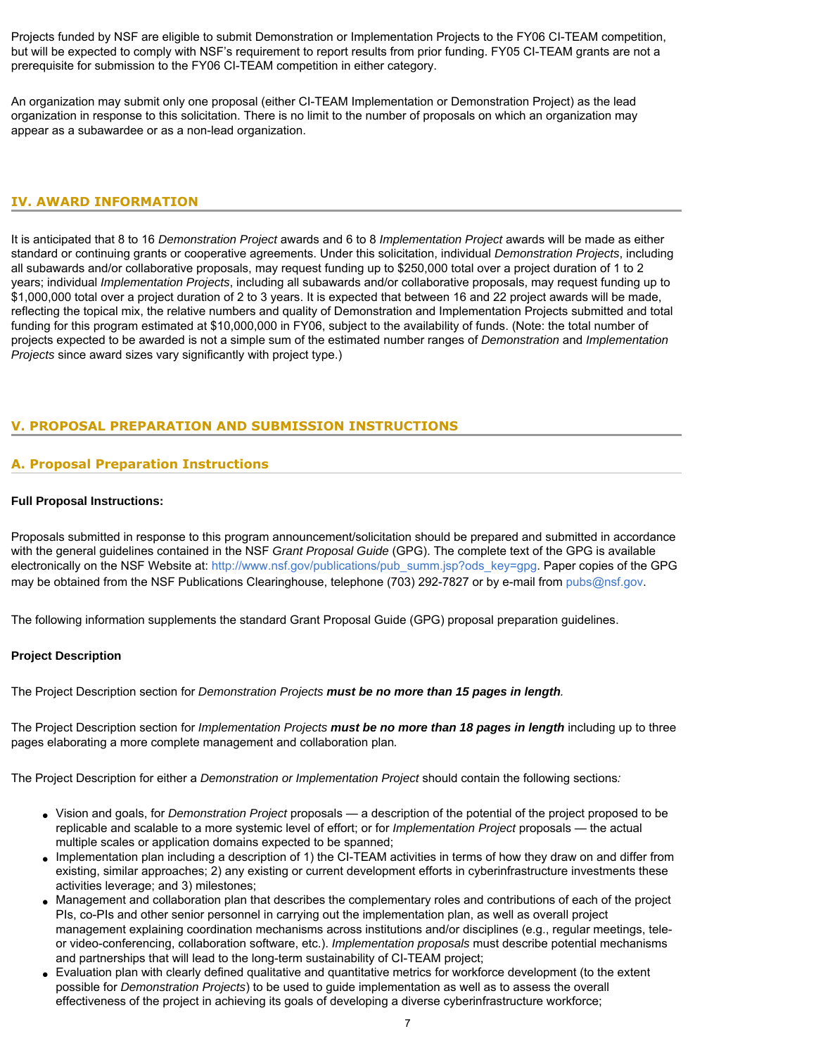Projects funded by NSF are eligible to submit Demonstration or Implementation Projects to the FY06 CI-TEAM competition, but will be expected to comply with NSF's requirement to report results from prior funding. FY05 CI-TEAM grants are not a prerequisite for submission to the FY06 CI-TEAM competition in either category.

An organization may submit only one proposal (either CI-TEAM Implementation or Demonstration Project) as the lead organization in response to this solicitation. There is no limit to the number of proposals on which an organization may appear as a subawardee or as a non-lead organization.

## IV. AWARD INFORMATION

It is anticipated that 8 to 16 *Demonstration Project* awards and 6 to 8 *Implementation Project* awards will be made as either standard or continuing grants or cooperative agreements. Under this solicitation, individual *Demonstration Projects*, including all subawards and/or collaborative proposals, may request funding up to $250,000 total over a project duration of 1 to 2 years; individual *Implementation Projects*, including all subawards and/or collaborative proposals, may request funding up to $1,000,000 total over a project duration of 2 to 3 years. It is expected that between 16 and 22 project awards will be made, reflecting the topical mix, the relative numbers and quality of Demonstration and Implementation Projects submitted and total funding for this program estimated at $10,000,000 in FY06, subject to the availability of funds. (Note: the total number of projects expected to be awarded is not a simple sum of the estimated number ranges of *Demonstration* and *Implementation Projects* since award sizes vary significantly with project type.)

## V. PROPOSAL PREPARATION AND SUBMISSION INSTRUCTIONS

### A. Proposal Preparation Instructions

**Full Proposal Instructions:**

Proposals submitted in response to this program announcement/solicitation should be prepared and submitted in accordance with the general guidelines contained in the NSF *Grant Proposal Guide* (GPG). The complete text of the GPG is available electronically on the NSF Website at: http://www.nsf.gov/publications/pub_summ.jsp?ods_key=gpg. Paper copies of the GPG may be obtained from the NSF Publications Clearinghouse, telephone (703) 292-7827 or by e-mail from pubs@nsf.gov.

The following information supplements the standard Grant Proposal Guide (GPG) proposal preparation guidelines.

**Project Description**

The Project Description section for *Demonstration Projects* ***must be no more than 15 pages in length***.

The Project Description section for *Implementation Projects* ***must be no more than 18 pages in length*** including up to three pages elaborating a more complete management and collaboration plan.

The Project Description for either a *Demonstration or Implementation Project* should contain the following sections:

- Vision and goals, for *Demonstration Project* proposals — a description of the potential of the project proposed to be replicable and scalable to a more systemic level of effort; or for *Implementation Project* proposals — the actual multiple scales or application domains expected to be spanned;
- Implementation plan including a description of 1) the CI-TEAM activities in terms of how they draw on and differ from existing, similar approaches; 2) any existing or current development efforts in cyberinfrastructure investments these activities leverage; and 3) milestones;
- Management and collaboration plan that describes the complementary roles and contributions of each of the project PIs, co-PIs and other senior personnel in carrying out the implementation plan, as well as overall project management explaining coordination mechanisms across institutions and/or disciplines (e.g., regular meetings, tele- or video-conferencing, collaboration software, etc.). *Implementation proposals* must describe potential mechanisms and partnerships that will lead to the long-term sustainability of CI-TEAM project;
- Evaluation plan with clearly defined qualitative and quantitative metrics for workforce development (to the extent possible for *Demonstration Projects*) to be used to guide implementation as well as to assess the overall effectiveness of the project in achieving its goals of developing a diverse cyberinfrastructure workforce;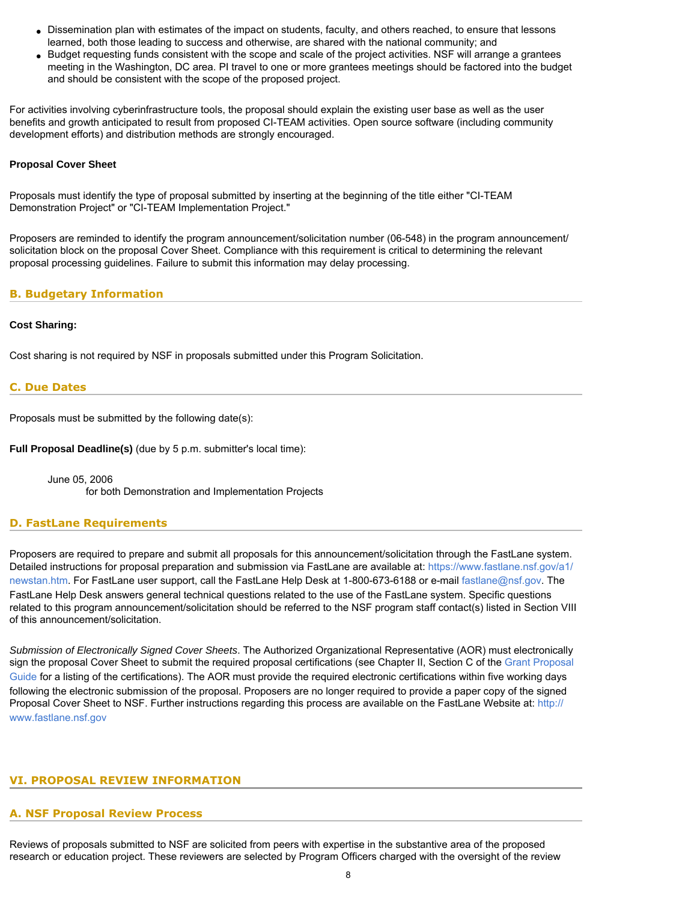- Dissemination plan with estimates of the impact on students, faculty, and others reached, to ensure that lessons learned, both those leading to success and otherwise, are shared with the national community; and
- Budget requesting funds consistent with the scope and scale of the project activities. NSF will arrange a grantees meeting in the Washington, DC area. PI travel to one or more grantees meetings should be factored into the budget and should be consistent with the scope of the proposed project.

For activities involving cyberinfrastructure tools, the proposal should explain the existing user base as well as the user benefits and growth anticipated to result from proposed CI-TEAM activities. Open source software (including community development efforts) and distribution methods are strongly encouraged.

**Proposal Cover Sheet**

Proposals must identify the type of proposal submitted by inserting at the beginning of the title either "CI-TEAM Demonstration Project" or "CI-TEAM Implementation Project."

Proposers are reminded to identify the program announcement/solicitation number (06-548) in the program announcement/solicitation block on the proposal Cover Sheet. Compliance with this requirement is critical to determining the relevant proposal processing guidelines. Failure to submit this information may delay processing.

### B. Budgetary Information

**Cost Sharing:**

Cost sharing is not required by NSF in proposals submitted under this Program Solicitation.

### C. Due Dates

Proposals must be submitted by the following date(s):

**Full Proposal Deadline(s)** (due by 5 p.m. submitter's local time):

June 05, 2006
for both Demonstration and Implementation Projects

### D. FastLane Requirements

Proposers are required to prepare and submit all proposals for this announcement/solicitation through the FastLane system. Detailed instructions for proposal preparation and submission via FastLane are available at: https://www.fastlane.nsf.gov/a1/newstan.htm. For FastLane user support, call the FastLane Help Desk at 1-800-673-6188 or e-mail fastlane@nsf.gov. The FastLane Help Desk answers general technical questions related to the use of the FastLane system. Specific questions related to this program announcement/solicitation should be referred to the NSF program staff contact(s) listed in Section VIII of this announcement/solicitation.

*Submission of Electronically Signed Cover Sheets*. The Authorized Organizational Representative (AOR) must electronically sign the proposal Cover Sheet to submit the required proposal certifications (see Chapter II, Section C of the Grant Proposal Guide for a listing of the certifications). The AOR must provide the required electronic certifications within five working days following the electronic submission of the proposal. Proposers are no longer required to provide a paper copy of the signed Proposal Cover Sheet to NSF. Further instructions regarding this process are available on the FastLane Website at: http://www.fastlane.nsf.gov

## VI. PROPOSAL REVIEW INFORMATION

### A. NSF Proposal Review Process

Reviews of proposals submitted to NSF are solicited from peers with expertise in the substantive area of the proposed research or education project. These reviewers are selected by Program Officers charged with the oversight of the review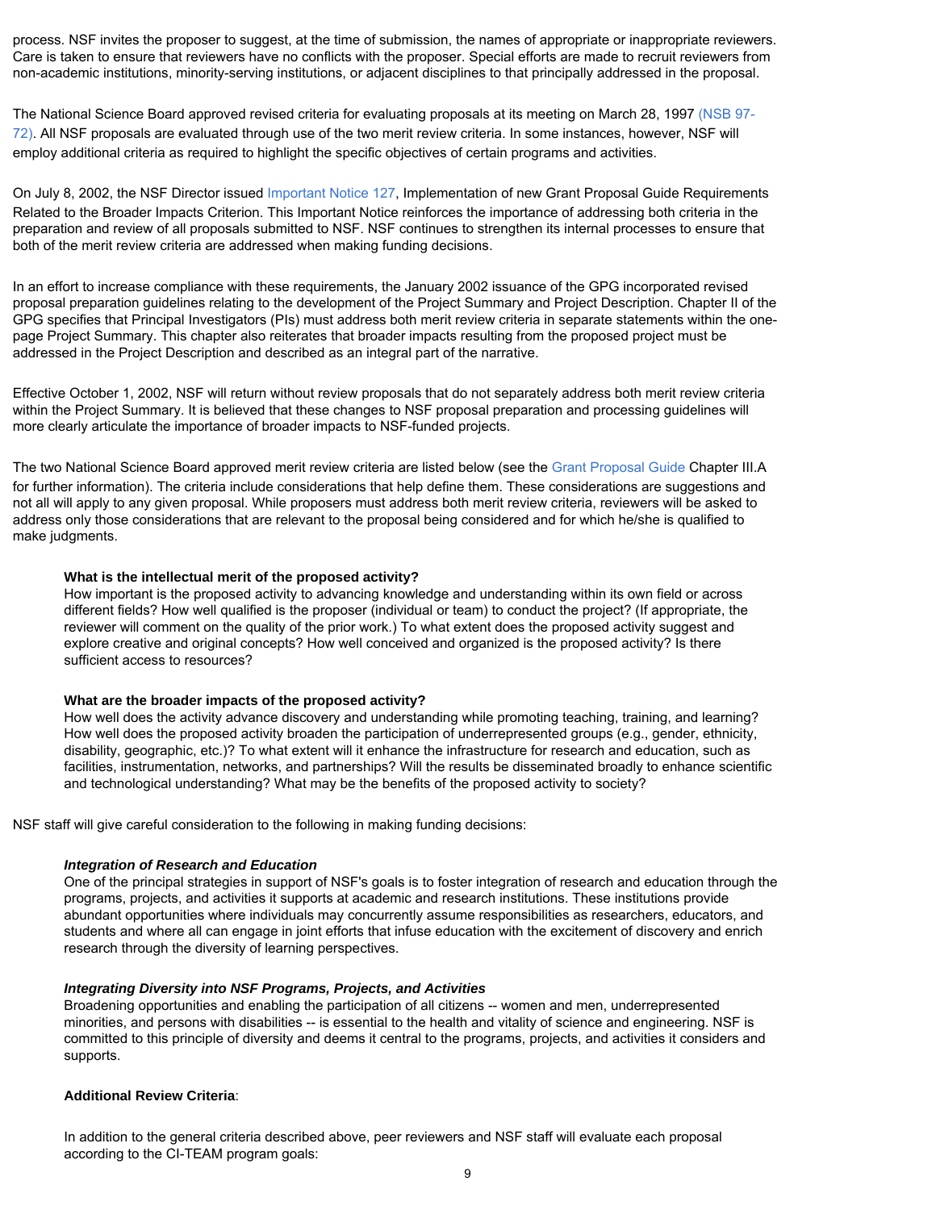process. NSF invites the proposer to suggest, at the time of submission, the names of appropriate or inappropriate reviewers. Care is taken to ensure that reviewers have no conflicts with the proposer. Special efforts are made to recruit reviewers from non-academic institutions, minority-serving institutions, or adjacent disciplines to that principally addressed in the proposal.

The National Science Board approved revised criteria for evaluating proposals at its meeting on March 28, 1997 (NSB 97-72). All NSF proposals are evaluated through use of the two merit review criteria. In some instances, however, NSF will employ additional criteria as required to highlight the specific objectives of certain programs and activities.

On July 8, 2002, the NSF Director issued Important Notice 127, Implementation of new Grant Proposal Guide Requirements Related to the Broader Impacts Criterion. This Important Notice reinforces the importance of addressing both criteria in the preparation and review of all proposals submitted to NSF. NSF continues to strengthen its internal processes to ensure that both of the merit review criteria are addressed when making funding decisions.

In an effort to increase compliance with these requirements, the January 2002 issuance of the GPG incorporated revised proposal preparation guidelines relating to the development of the Project Summary and Project Description. Chapter II of the GPG specifies that Principal Investigators (PIs) must address both merit review criteria in separate statements within the one-page Project Summary. This chapter also reiterates that broader impacts resulting from the proposed project must be addressed in the Project Description and described as an integral part of the narrative.

Effective October 1, 2002, NSF will return without review proposals that do not separately address both merit review criteria within the Project Summary. It is believed that these changes to NSF proposal preparation and processing guidelines will more clearly articulate the importance of broader impacts to NSF-funded projects.

The two National Science Board approved merit review criteria are listed below (see the Grant Proposal Guide Chapter III.A for further information). The criteria include considerations that help define them. These considerations are suggestions and not all will apply to any given proposal. While proposers must address both merit review criteria, reviewers will be asked to address only those considerations that are relevant to the proposal being considered and for which he/she is qualified to make judgments.

**What is the intellectual merit of the proposed activity?**
How important is the proposed activity to advancing knowledge and understanding within its own field or across different fields? How well qualified is the proposer (individual or team) to conduct the project? (If appropriate, the reviewer will comment on the quality of the prior work.) To what extent does the proposed activity suggest and explore creative and original concepts? How well conceived and organized is the proposed activity? Is there sufficient access to resources?

**What are the broader impacts of the proposed activity?**
How well does the activity advance discovery and understanding while promoting teaching, training, and learning? How well does the proposed activity broaden the participation of underrepresented groups (e.g., gender, ethnicity, disability, geographic, etc.)? To what extent will it enhance the infrastructure for research and education, such as facilities, instrumentation, networks, and partnerships? Will the results be disseminated broadly to enhance scientific and technological understanding? What may be the benefits of the proposed activity to society?

NSF staff will give careful consideration to the following in making funding decisions:

***Integration of Research and Education***
One of the principal strategies in support of NSF's goals is to foster integration of research and education through the programs, projects, and activities it supports at academic and research institutions. These institutions provide abundant opportunities where individuals may concurrently assume responsibilities as researchers, educators, and students and where all can engage in joint efforts that infuse education with the excitement of discovery and enrich research through the diversity of learning perspectives.

***Integrating Diversity into NSF Programs, Projects, and Activities***
Broadening opportunities and enabling the participation of all citizens -- women and men, underrepresented minorities, and persons with disabilities -- is essential to the health and vitality of science and engineering. NSF is committed to this principle of diversity and deems it central to the programs, projects, and activities it considers and supports.

**Additional Review Criteria**:

In addition to the general criteria described above, peer reviewers and NSF staff will evaluate each proposal according to the CI-TEAM program goals: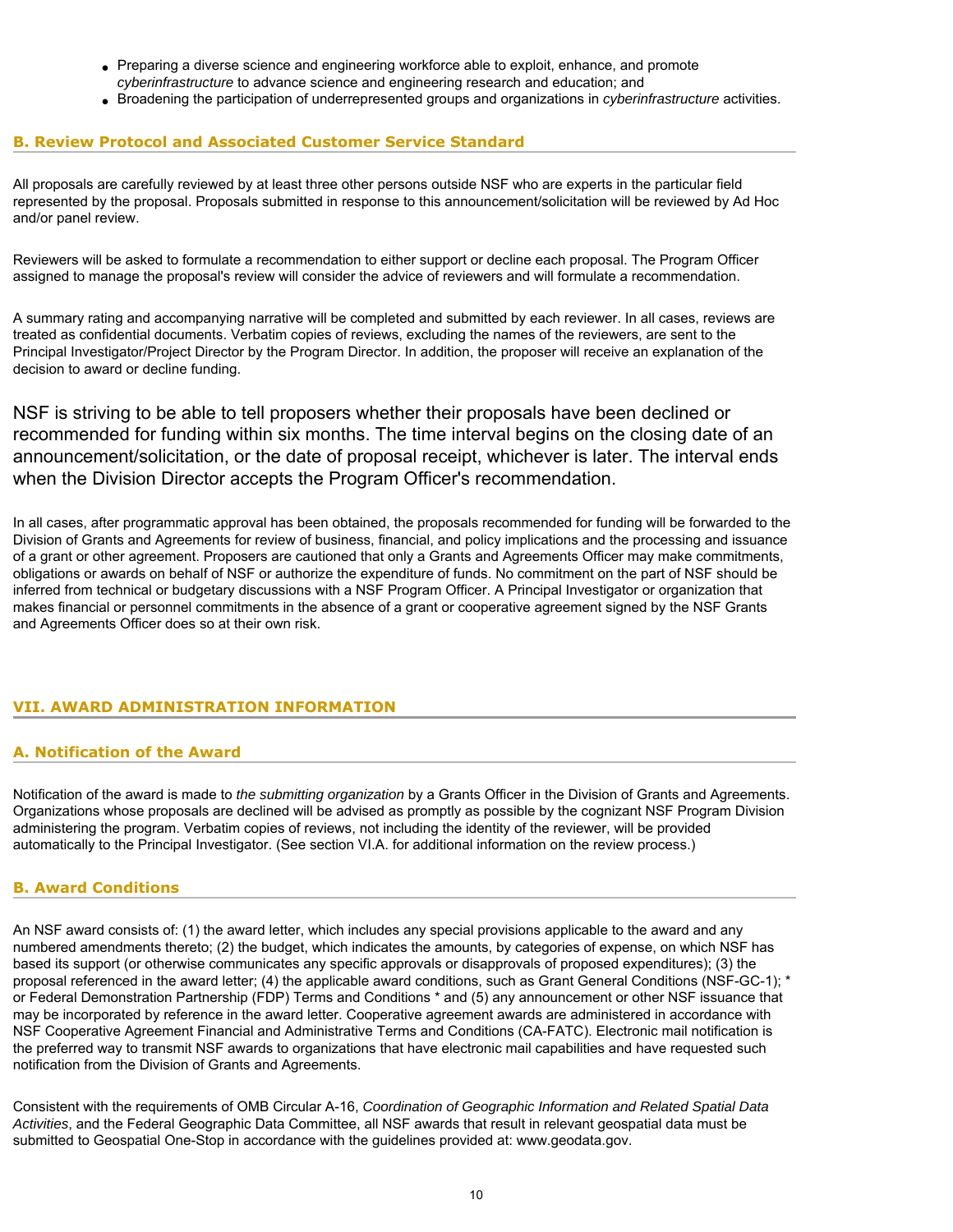- Preparing a diverse science and engineering workforce able to exploit, enhance, and promote *cyberinfrastructure* to advance science and engineering research and education; and
- Broadening the participation of underrepresented groups and organizations in *cyberinfrastructure* activities.

### B. Review Protocol and Associated Customer Service Standard

All proposals are carefully reviewed by at least three other persons outside NSF who are experts in the particular field represented by the proposal. Proposals submitted in response to this announcement/solicitation will be reviewed by Ad Hoc and/or panel review.

Reviewers will be asked to formulate a recommendation to either support or decline each proposal. The Program Officer assigned to manage the proposal's review will consider the advice of reviewers and will formulate a recommendation.

A summary rating and accompanying narrative will be completed and submitted by each reviewer. In all cases, reviews are treated as confidential documents. Verbatim copies of reviews, excluding the names of the reviewers, are sent to the Principal Investigator/Project Director by the Program Director. In addition, the proposer will receive an explanation of the decision to award or decline funding.

NSF is striving to be able to tell proposers whether their proposals have been declined or recommended for funding within six months. The time interval begins on the closing date of an announcement/solicitation, or the date of proposal receipt, whichever is later. The interval ends when the Division Director accepts the Program Officer's recommendation.

In all cases, after programmatic approval has been obtained, the proposals recommended for funding will be forwarded to the Division of Grants and Agreements for review of business, financial, and policy implications and the processing and issuance of a grant or other agreement. Proposers are cautioned that only a Grants and Agreements Officer may make commitments, obligations or awards on behalf of NSF or authorize the expenditure of funds. No commitment on the part of NSF should be inferred from technical or budgetary discussions with a NSF Program Officer. A Principal Investigator or organization that makes financial or personnel commitments in the absence of a grant or cooperative agreement signed by the NSF Grants and Agreements Officer does so at their own risk.

## VII. AWARD ADMINISTRATION INFORMATION

### A. Notification of the Award

Notification of the award is made to *the submitting organization* by a Grants Officer in the Division of Grants and Agreements. Organizations whose proposals are declined will be advised as promptly as possible by the cognizant NSF Program Division administering the program. Verbatim copies of reviews, not including the identity of the reviewer, will be provided automatically to the Principal Investigator. (See section VI.A. for additional information on the review process.)

### B. Award Conditions

An NSF award consists of: (1) the award letter, which includes any special provisions applicable to the award and any numbered amendments thereto; (2) the budget, which indicates the amounts, by categories of expense, on which NSF has based its support (or otherwise communicates any specific approvals or disapprovals of proposed expenditures); (3) the proposal referenced in the award letter; (4) the applicable award conditions, such as Grant General Conditions (NSF-GC-1); * or Federal Demonstration Partnership (FDP) Terms and Conditions * and (5) any announcement or other NSF issuance that may be incorporated by reference in the award letter. Cooperative agreement awards are administered in accordance with NSF Cooperative Agreement Financial and Administrative Terms and Conditions (CA-FATC). Electronic mail notification is the preferred way to transmit NSF awards to organizations that have electronic mail capabilities and have requested such notification from the Division of Grants and Agreements.

Consistent with the requirements of OMB Circular A-16, *Coordination of Geographic Information and Related Spatial Data Activities*, and the Federal Geographic Data Committee, all NSF awards that result in relevant geospatial data must be submitted to Geospatial One-Stop in accordance with the guidelines provided at: www.geodata.gov.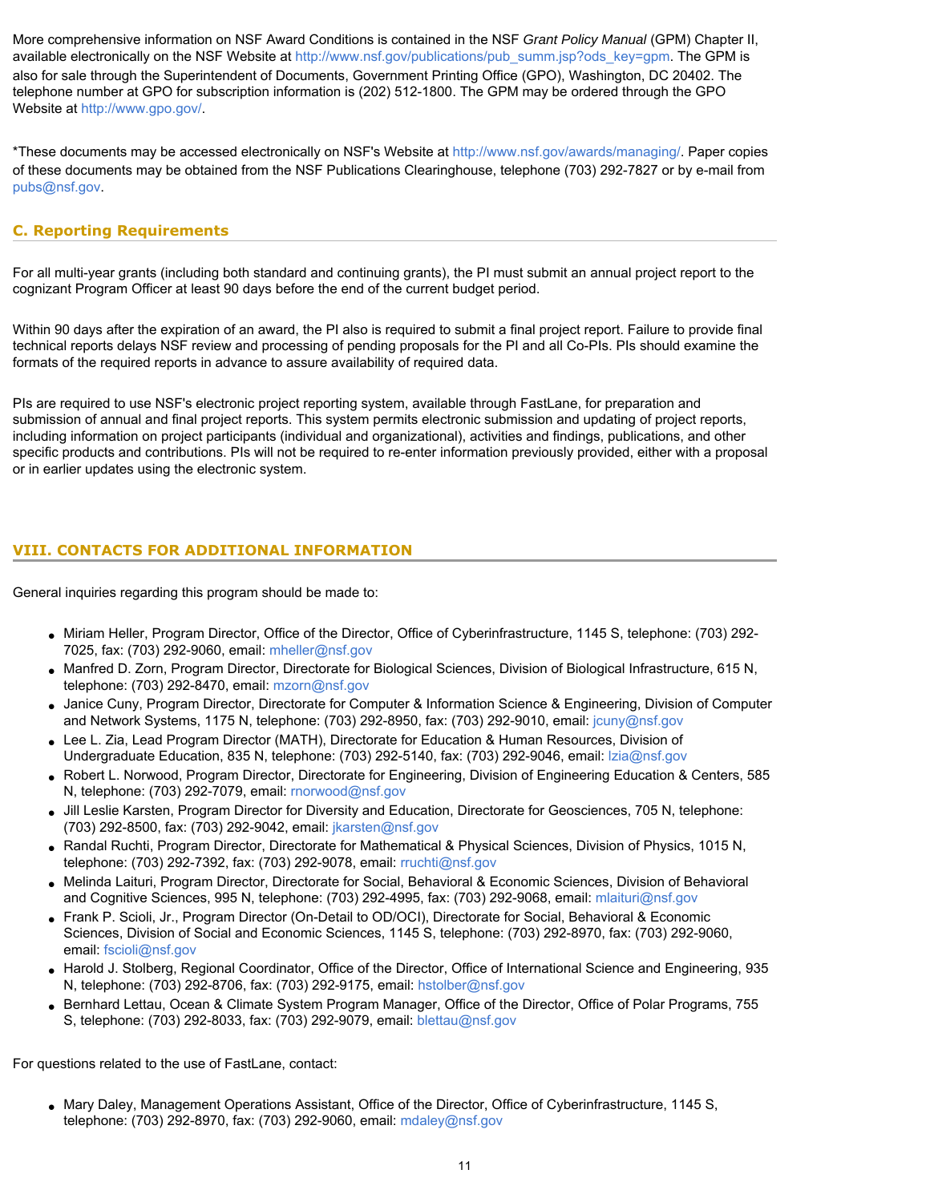More comprehensive information on NSF Award Conditions is contained in the NSF *Grant Policy Manual* (GPM) Chapter II, available electronically on the NSF Website at http://www.nsf.gov/publications/pub_summ.jsp?ods_key=gpm. The GPM is also for sale through the Superintendent of Documents, Government Printing Office (GPO), Washington, DC 20402. The telephone number at GPO for subscription information is (202) 512-1800. The GPM may be ordered through the GPO Website at http://www.gpo.gov/.

*These documents may be accessed electronically on NSF's Website at http://www.nsf.gov/awards/managing/. Paper copies of these documents may be obtained from the NSF Publications Clearinghouse, telephone (703) 292-7827 or by e-mail from pubs@nsf.gov.

## C. Reporting Requirements

For all multi-year grants (including both standard and continuing grants), the PI must submit an annual project report to the cognizant Program Officer at least 90 days before the end of the current budget period.

Within 90 days after the expiration of an award, the PI also is required to submit a final project report. Failure to provide final technical reports delays NSF review and processing of pending proposals for the PI and all Co-PIs. PIs should examine the formats of the required reports in advance to assure availability of required data.

PIs are required to use NSF's electronic project reporting system, available through FastLane, for preparation and submission of annual and final project reports. This system permits electronic submission and updating of project reports, including information on project participants (individual and organizational), activities and findings, publications, and other specific products and contributions. PIs will not be required to re-enter information previously provided, either with a proposal or in earlier updates using the electronic system.

## VIII. CONTACTS FOR ADDITIONAL INFORMATION

General inquiries regarding this program should be made to:

- Miriam Heller, Program Director, Office of the Director, Office of Cyberinfrastructure, 1145 S, telephone: (703) 292-7025, fax: (703) 292-9060, email: mheller@nsf.gov
- Manfred D. Zorn, Program Director, Directorate for Biological Sciences, Division of Biological Infrastructure, 615 N, telephone: (703) 292-8470, email: mzorn@nsf.gov
- Janice Cuny, Program Director, Directorate for Computer & Information Science & Engineering, Division of Computer and Network Systems, 1175 N, telephone: (703) 292-8950, fax: (703) 292-9010, email: jcuny@nsf.gov
- Lee L. Zia, Lead Program Director (MATH), Directorate for Education & Human Resources, Division of Undergraduate Education, 835 N, telephone: (703) 292-5140, fax: (703) 292-9046, email: lzia@nsf.gov
- Robert L. Norwood, Program Director, Directorate for Engineering, Division of Engineering Education & Centers, 585 N, telephone: (703) 292-7079, email: rnorwood@nsf.gov
- Jill Leslie Karsten, Program Director for Diversity and Education, Directorate for Geosciences, 705 N, telephone: (703) 292-8500, fax: (703) 292-9042, email: jkarsten@nsf.gov
- Randal Ruchti, Program Director, Directorate for Mathematical & Physical Sciences, Division of Physics, 1015 N, telephone: (703) 292-7392, fax: (703) 292-9078, email: rruchti@nsf.gov
- Melinda Laituri, Program Director, Directorate for Social, Behavioral & Economic Sciences, Division of Behavioral and Cognitive Sciences, 995 N, telephone: (703) 292-4995, fax: (703) 292-9068, email: mlaituri@nsf.gov
- Frank P. Scioli, Jr., Program Director (On-Detail to OD/OCI), Directorate for Social, Behavioral & Economic Sciences, Division of Social and Economic Sciences, 1145 S, telephone: (703) 292-8970, fax: (703) 292-9060, email: fscioli@nsf.gov
- Harold J. Stolberg, Regional Coordinator, Office of the Director, Office of International Science and Engineering, 935 N, telephone: (703) 292-8706, fax: (703) 292-9175, email: hstolber@nsf.gov
- Bernhard Lettau, Ocean & Climate System Program Manager, Office of the Director, Office of Polar Programs, 755 S, telephone: (703) 292-8033, fax: (703) 292-9079, email: blettau@nsf.gov

For questions related to the use of FastLane, contact:

- Mary Daley, Management Operations Assistant, Office of the Director, Office of Cyberinfrastructure, 1145 S, telephone: (703) 292-8970, fax: (703) 292-9060, email: mdaley@nsf.gov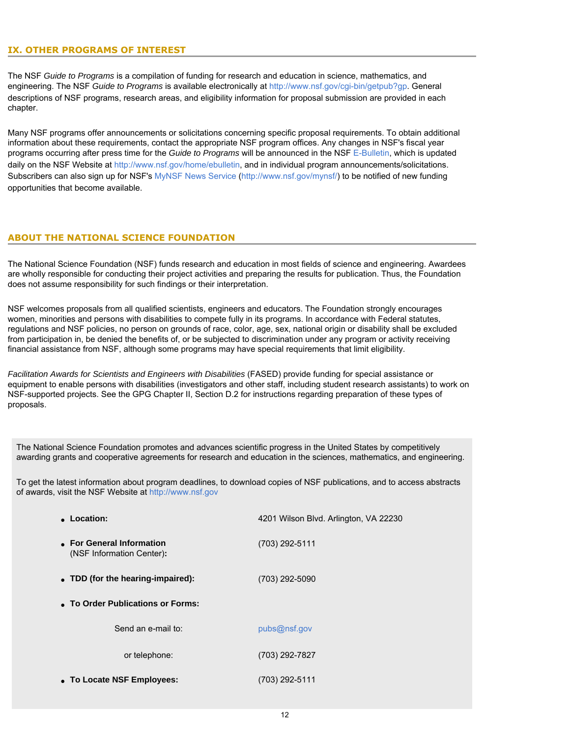## IX. OTHER PROGRAMS OF INTEREST

The NSF *Guide to Programs* is a compilation of funding for research and education in science, mathematics, and engineering. The NSF *Guide to Programs* is available electronically at http://www.nsf.gov/cgi-bin/getpub?gp. General descriptions of NSF programs, research areas, and eligibility information for proposal submission are provided in each chapter.

Many NSF programs offer announcements or solicitations concerning specific proposal requirements. To obtain additional information about these requirements, contact the appropriate NSF program offices. Any changes in NSF's fiscal year programs occurring after press time for the *Guide to Programs* will be announced in the NSF E-Bulletin, which is updated daily on the NSF Website at http://www.nsf.gov/home/ebulletin, and in individual program announcements/solicitations. Subscribers can also sign up for NSF's MyNSF News Service (http://www.nsf.gov/mynsf/) to be notified of new funding opportunities that become available.

## ABOUT THE NATIONAL SCIENCE FOUNDATION

The National Science Foundation (NSF) funds research and education in most fields of science and engineering. Awardees are wholly responsible for conducting their project activities and preparing the results for publication. Thus, the Foundation does not assume responsibility for such findings or their interpretation.

NSF welcomes proposals from all qualified scientists, engineers and educators. The Foundation strongly encourages women, minorities and persons with disabilities to compete fully in its programs. In accordance with Federal statutes, regulations and NSF policies, no person on grounds of race, color, age, sex, national origin or disability shall be excluded from participation in, be denied the benefits of, or be subjected to discrimination under any program or activity receiving financial assistance from NSF, although some programs may have special requirements that limit eligibility.

*Facilitation Awards for Scientists and Engineers with Disabilities* (FASED) provide funding for special assistance or equipment to enable persons with disabilities (investigators and other staff, including student research assistants) to work on NSF-supported projects. See the GPG Chapter II, Section D.2 for instructions regarding preparation of these types of proposals.

The National Science Foundation promotes and advances scientific progress in the United States by competitively awarding grants and cooperative agreements for research and education in the sciences, mathematics, and engineering.

To get the latest information about program deadlines, to download copies of NSF publications, and to access abstracts of awards, visit the NSF Website at http://www.nsf.gov

- **Location:** 4201 Wilson Blvd. Arlington, VA 22230
- **For General Information** (NSF Information Center)**:** (703) 292-5111
- **TDD (for the hearing-impaired):** (703) 292-5090
- **To Order Publications or Forms:**
  - Send an e-mail to: pubs@nsf.gov
  - or telephone: (703) 292-7827
- **To Locate NSF Employees:** (703) 292-5111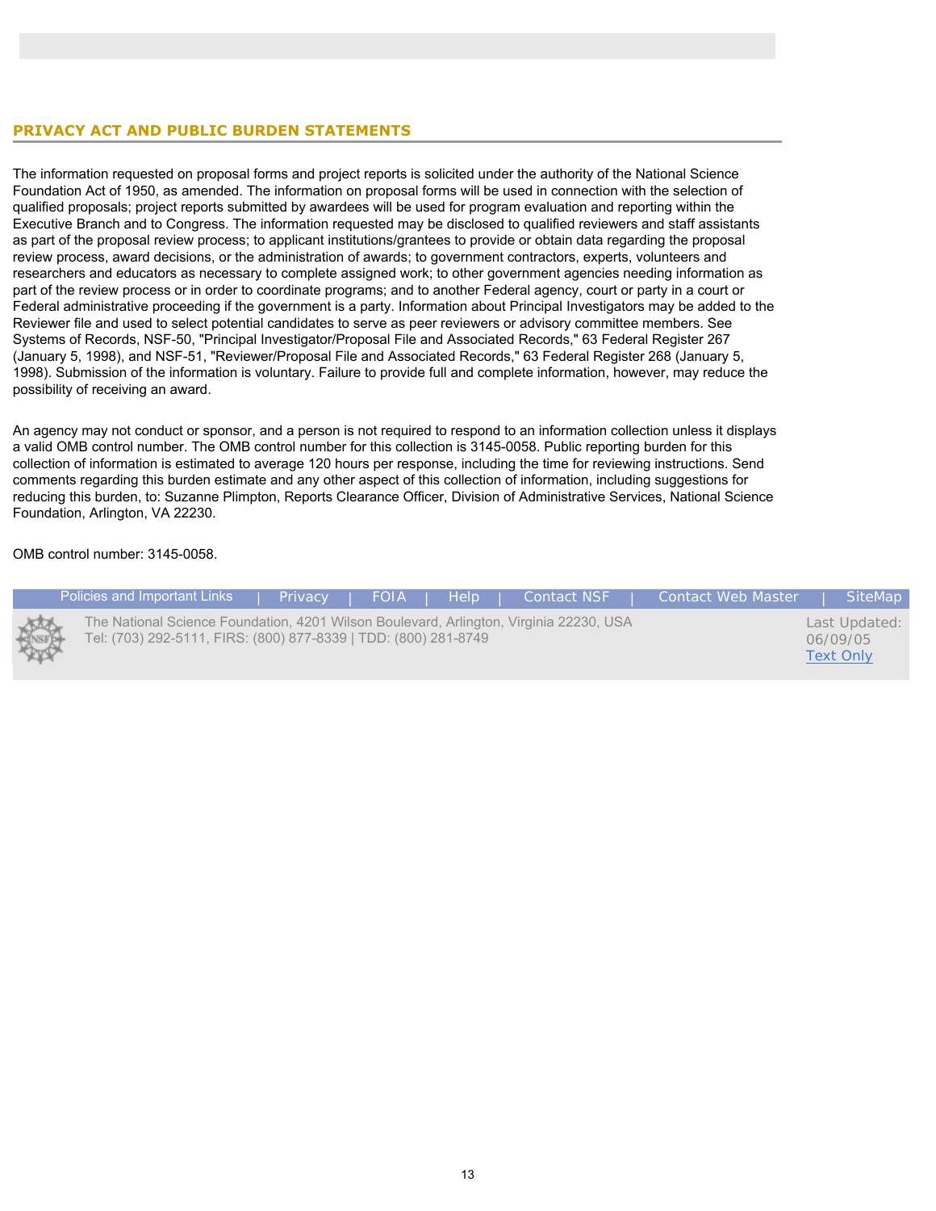## PRIVACY ACT AND PUBLIC BURDEN STATEMENTS

The information requested on proposal forms and project reports is solicited under the authority of the National Science Foundation Act of 1950, as amended. The information on proposal forms will be used in connection with the selection of qualified proposals; project reports submitted by awardees will be used for program evaluation and reporting within the Executive Branch and to Congress. The information requested may be disclosed to qualified reviewers and staff assistants as part of the proposal review process; to applicant institutions/grantees to provide or obtain data regarding the proposal review process, award decisions, or the administration of awards; to government contractors, experts, volunteers and researchers and educators as necessary to complete assigned work; to other government agencies needing information as part of the review process or in order to coordinate programs; and to another Federal agency, court or party in a court or Federal administrative proceeding if the government is a party. Information about Principal Investigators may be added to the Reviewer file and used to select potential candidates to serve as peer reviewers or advisory committee members. See Systems of Records, NSF-50, "Principal Investigator/Proposal File and Associated Records," 63 Federal Register 267 (January 5, 1998), and NSF-51, "Reviewer/Proposal File and Associated Records," 63 Federal Register 268 (January 5, 1998). Submission of the information is voluntary. Failure to provide full and complete information, however, may reduce the possibility of receiving an award.

An agency may not conduct or sponsor, and a person is not required to respond to an information collection unless it displays a valid OMB control number. The OMB control number for this collection is 3145-0058. Public reporting burden for this collection of information is estimated to average 120 hours per response, including the time for reviewing instructions. Send comments regarding this burden estimate and any other aspect of this collection of information, including suggestions for reducing this burden, to: Suzanne Plimpton, Reports Clearance Officer, Division of Administrative Services, National Science Foundation, Arlington, VA 22230.

OMB control number: 3145-0058.

Policies and Important Links | Privacy | FOIA | Help | Contact NSF | Contact Web Master | SiteMap

The National Science Foundation, 4201 Wilson Boulevard, Arlington, Virginia 22230, USA
Tel: (703) 292-5111, FIRS: (800) 877-8339 | TDD: (800) 281-8749

Last Updated: 06/09/05
Text Only